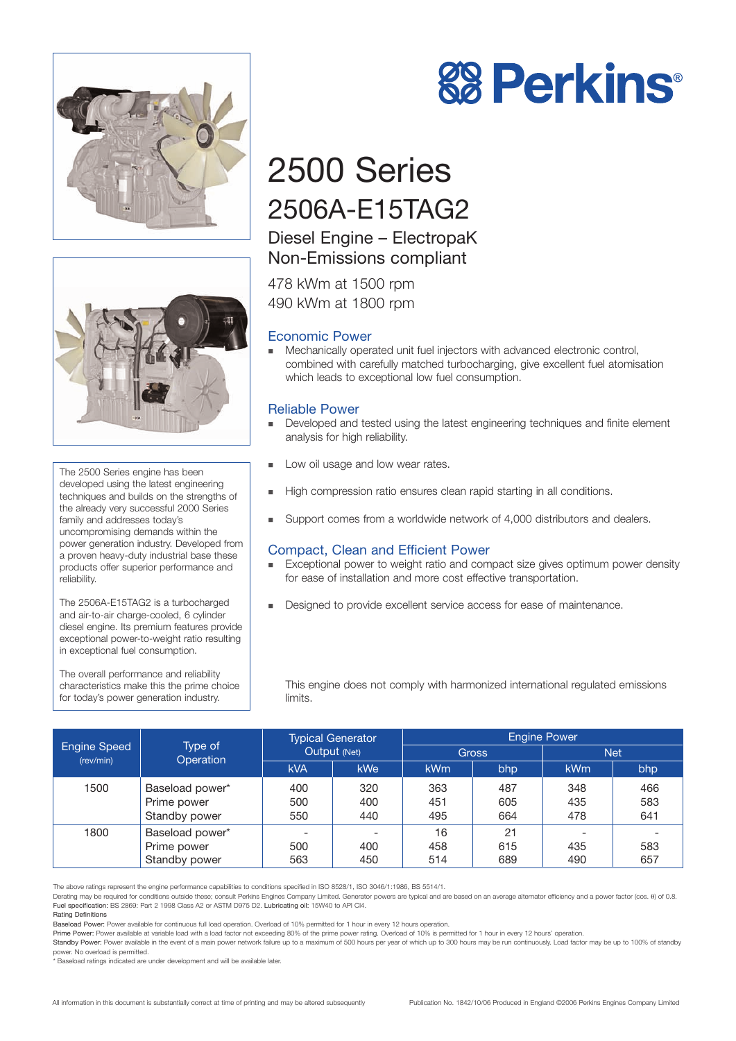# Perkins®

# 2500 Series

## 2506A-E15TAG2

### Diesel Engine – ElectropaK
### Non-Emissions compliant

478 kWm at 1500 rpm
490 kWm at 1800 rpm

The 2500 Series engine has been developed using the latest engineering techniques and builds on the strengths of the already very successful 2000 Series family and addresses today's uncompromising demands within the power generation industry. Developed from a proven heavy-duty industrial base these products offer superior performance and reliability.

The 2506A-E15TAG2 is a turbocharged and air-to-air charge-cooled, 6 cylinder diesel engine. Its premium features provide exceptional power-to-weight ratio resulting in exceptional fuel consumption.

The overall performance and reliability characteristics make this the prime choice for today's power generation industry.

### Economic Power

- Mechanically operated unit fuel injectors with advanced electronic control, combined with carefully matched turbocharging, give excellent fuel atomisation which leads to exceptional low fuel consumption.

### Reliable Power

- Developed and tested using the latest engineering techniques and finite element analysis for high reliability.
- Low oil usage and low wear rates.
- High compression ratio ensures clean rapid starting in all conditions.
- Support comes from a worldwide network of 4,000 distributors and dealers.

### Compact, Clean and Efficient Power

- Exceptional power to weight ratio and compact size gives optimum power density for ease of installation and more cost effective transportation.
- Designed to provide excellent service access for ease of maintenance.

This engine does not comply with harmonized international regulated emissions limits.

| Engine Speed (rev/min) | Type of Operation | Typical Generator Output (Net) | | Engine Power | | | |
|---|---|---|---|---|---|---|---|
| | | | | Gross | | Net | |
| | | kVA | kWe | kWm | bhp | kWm | bhp |
| 1500 | Baseload power* | 400 | 320 | 363 | 487 | 348 | 466 |
| | Prime power | 500 | 400 | 451 | 605 | 435 | 583 |
| | Standby power | 550 | 440 | 495 | 664 | 478 | 641 |
| 1800 | Baseload power* | - | - | 16 | 21 | - | - |
| | Prime power | 500 | 400 | 458 | 615 | 435 | 583 |
| | Standby power | 563 | 450 | 514 | 689 | 490 | 657 |

The above ratings represent the engine performance capabilities to conditions specified in ISO 8528/1, ISO 3046/1:1986, BS 5514/1.

Derating may be required for conditions outside these; consult Perkins Engines Company Limited. Generator powers are typical and are based on an average alternator efficiency and a power factor (cos. θ) of 0.8.

**Fuel specification:** BS 2869: Part 2 1998 Class A2 or ASTM D975 D2. **Lubricating oil:** 15W40 to API CI4.

**Rating Definitions**

**Baseload Power:** Power available for continuous full load operation. Overload of 10% permitted for 1 hour in every 12 hours operation.

**Prime Power:** Power available at variable load with a load factor not exceeding 80% of the prime power rating. Overload of 10% is permitted for 1 hour in every 12 hours' operation.

**Standby Power:** Power available in the event of a main power network failure up to a maximum of 500 hours per year of which up to 300 hours may be run continuously. Load factor may be up to 100% of standby power. No overload is permitted.

\* Baseload ratings indicated are under development and will be available later.

All information in this document is substantially correct at time of printing and may be altered subsequently

Publication No. 1842/10/06 Produced in England ©2006 Perkins Engines Company Limited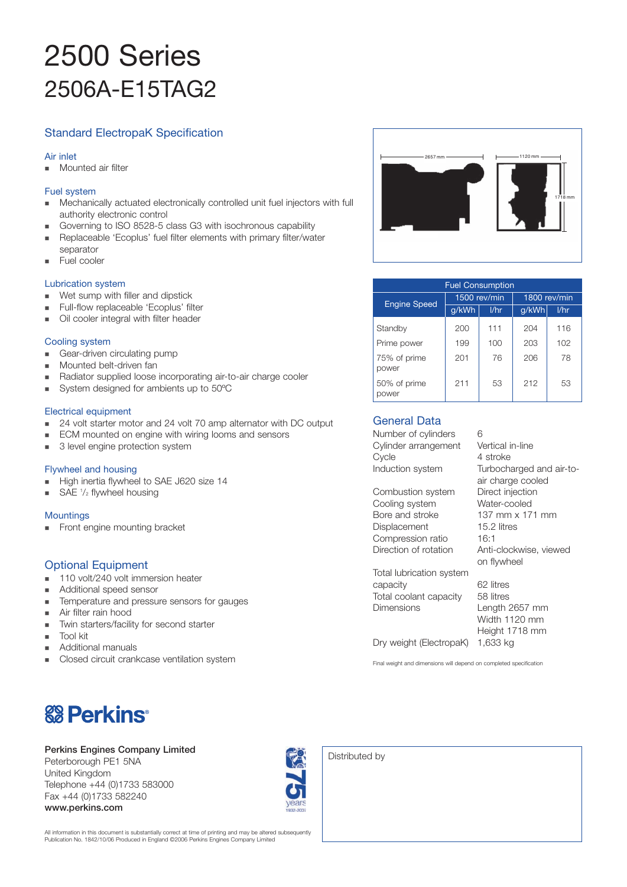# 2500 Series

## 2506A-E15TAG2

### Standard ElectropaK Specification

**Air inlet**
- Mounted air filter

**Fuel system**
- Mechanically actuated electronically controlled unit fuel injectors with full authority electronic control
- Governing to ISO 8528-5 class G3 with isochronous capability
- Replaceable 'Ecoplus' fuel filter elements with primary filter/water separator
- Fuel cooler

**Lubrication system**
- Wet sump with filler and dipstick
- Full-flow replaceable 'Ecoplus' filter
- Oil cooler integral with filter header

**Cooling system**
- Gear-driven circulating pump
- Mounted belt-driven fan
- Radiator supplied loose incorporating air-to-air charge cooler
- System designed for ambients up to 50ºC

**Electrical equipment**
- 24 volt starter motor and 24 volt 70 amp alternator with DC output
- ECM mounted on engine with wiring looms and sensors
- 3 level engine protection system

**Flywheel and housing**
- High inertia flywheel to SAE J620 size 14
- SAE 1/2 flywheel housing

**Mountings**
- Front engine mounting bracket

### Optional Equipment
- 110 volt/240 volt immersion heater
- Additional speed sensor
- Temperature and pressure sensors for gauges
- Air filter rain hood
- Twin starters/facility for second starter
- Tool kit
- Additional manuals
- Closed circuit crankcase ventilation system

2657 mm

1120 mm

1718 mm

| Fuel Consumption | | | | |
|---|---|---|---|---|
| Engine Speed | 1500 rev/min | | 1800 rev/min | |
| | g/kWh | l/hr | g/kWh | l/hr |
| Standby | 200 | 111 | 204 | 116 |
| Prime power | 199 | 100 | 203 | 102 |
| 75% of prime power | 201 | 76 | 206 | 78 |
| 50% of prime power | 211 | 53 | 212 | 53 |

### General Data

| | |
|---|---|
| Number of cylinders | 6 |
| Cylinder arrangement | Vertical in-line |
| Cycle | 4 stroke |
| Induction system | Turbocharged and air-to-air charge cooled |
| Combustion system | Direct injection |
| Cooling system | Water-cooled |
| Bore and stroke | 137 mm x 171 mm |
| Displacement | 15.2 litres |
| Compression ratio | 16:1 |
| Direction of rotation | Anti-clockwise, viewed on flywheel |
| Total lubrication system capacity | 62 litres |
| Total coolant capacity | 58 litres |
| Dimensions | Length 2657 mm<br>Width 1120 mm<br>Height 1718 mm |
| Dry weight (ElectropaK) | 1,633 kg |

Final weight and dimensions will depend on completed specification

Perkins

**Perkins Engines Company Limited**
Peterborough PE1 5NA
United Kingdom
Telephone +44 (0)1733 583000
Fax +44 (0)1733 582240
**www.perkins.com**

75 years 1932-2007

Distributed by

All information in this document is substantially correct at time of printing and may be altered subsequently
Publication No. 1842/10/06 Produced in England ©2006 Perkins Engines Company Limited